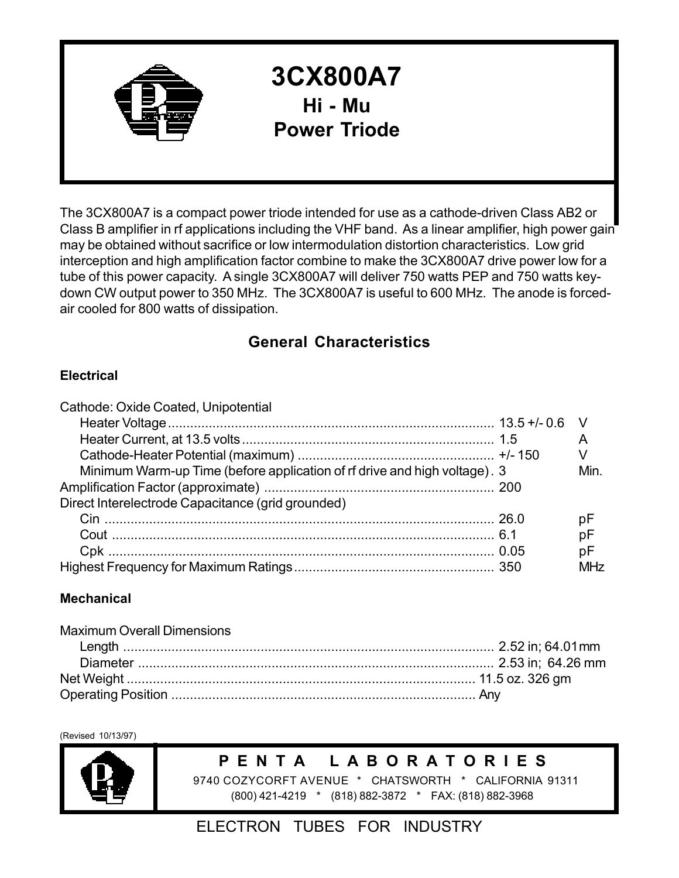# 3CX800A7

## Hi - Mu

## Power Triode

The 3CX800A7 is a compact power triode intended for use as a cathode-driven Class AB2 or Class B amplifier in rf applications including the VHF band. As a linear amplifier, high power gain may be obtained without sacrifice or low intermodulation distortion characteristics. Low grid interception and high amplification factor combine to make the 3CX800A7 drive power low for a tube of this power capacity. A single 3CX800A7 will deliver 750 watts PEP and 750 watts key-down CW output power to 350 MHz. The 3CX800A7 is useful to 600 MHz. The anode is forced-air cooled for 800 watts of dissipation.

## General Characteristics

### Electrical

| | | |
|---|---|---|
| Cathode: Oxide Coated, Unipotential | | |
| Heater Voltage | 13.5 +/- 0.6 | V |
| Heater Current, at 13.5 volts | 1.5 | A |
| Cathode-Heater Potential (maximum) | +/- 150 | V |
| Minimum Warm-up Time (before application of rf drive and high voltage) | 3 | Min. |
| Amplification Factor (approximate) | 200 | |
| Direct Interelectrode Capacitance (grid grounded) | | |
| Cin | 26.0 | pF |
| Cout | 6.1 | pF |
| Cpk | 0.05 | pF |
| Highest Frequency for Maximum Ratings | 350 | MHz |

### Mechanical

| | |
|---|---|
| Maximum Overall Dimensions | |
| Length | 2.52 in; 64.01mm |
| Diameter | 2.53 in; 64.26 mm |
| Net Weight | 11.5 oz. 326 gm |
| Operating Position | Any |

(Revised 10/13/97)

**P E N T A L A B O R A T O R I E S**

9740 COZYCORFT AVENUE * CHATSWORTH * CALIFORNIA 91311

(800) 421-4219 * (818) 882-3872 * FAX: (818) 882-3968

ELECTRON TUBES FOR INDUSTRY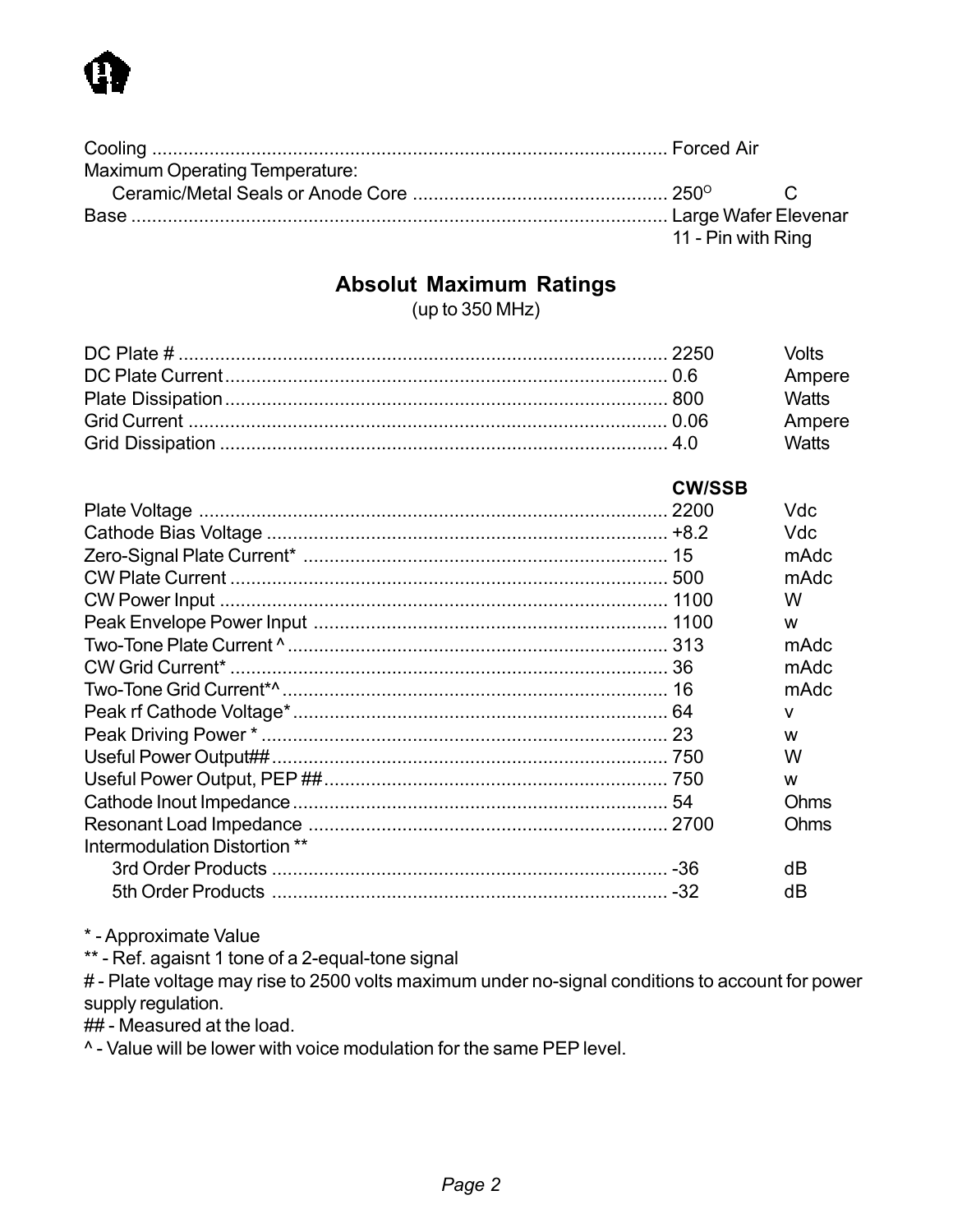| | | |
|---|---|---|
| Cooling | Forced Air | |
| Maximum Operating Temperature: | | |
| Ceramic/Metal Seals or Anode Core | 250° | C |
| Base | Large Wafer Elevenar 11 - Pin with Ring | |

## Absolut Maximum Ratings

(up to 350 MHz)

| | | |
|---|---|---|
| DC Plate # | 2250 | Volts |
| DC Plate Current | 0.6 | Ampere |
| Plate Dissipation | 800 | Watts |
| Grid Current | 0.06 | Ampere |
| Grid Dissipation | 4.0 | Watts |

| | **CW/SSB** | |
|---|---|---|
| Plate Voltage | 2200 | Vdc |
| Cathode Bias Voltage | +8.2 | Vdc |
| Zero-Signal Plate Current* | 15 | mAdc |
| CW Plate Current | 500 | mAdc |
| CW Power Input | 1100 | W |
| Peak Envelope Power Input | 1100 | w |
| Two-Tone Plate Current ^ | 313 | mAdc |
| CW Grid Current* | 36 | mAdc |
| Two-Tone Grid Current*^ | 16 | mAdc |
| Peak rf Cathode Voltage* | 64 | v |
| Peak Driving Power * | 23 | w |
| Useful Power Output## | 750 | W |
| Useful Power Output, PEP ## | 750 | w |
| Cathode Inout Impedance | 54 | Ohms |
| Resonant Load Impedance | 2700 | Ohms |
| Intermodulation Distortion ** | | |
| 3rd Order Products | -36 | dB |
| 5th Order Products | -32 | dB |

* - Approximate Value

** - Ref. agaisnt 1 tone of a 2-equal-tone signal

# - Plate voltage may rise to 2500 volts maximum under no-signal conditions to account for power supply regulation.

## - Measured at the load.

^ - Value will be lower with voice modulation for the same PEP level.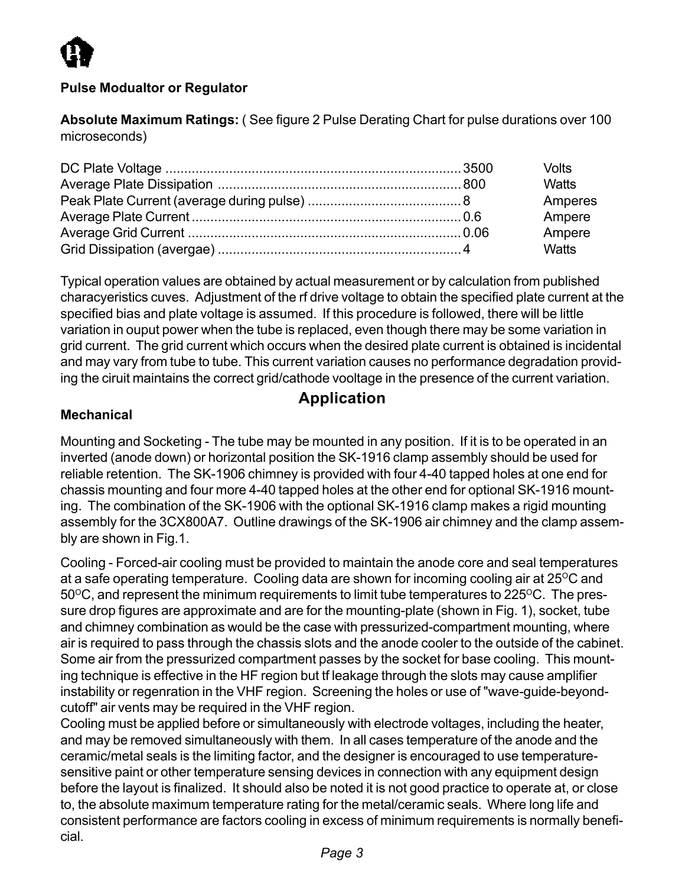**Pulse Modualtor or Regulator**

**Absolute Maximum Ratings:** ( See figure 2 Pulse Derating Chart for pulse durations over 100 microseconds)

| | | |
|---|---|---|
| DC Plate Voltage | 3500 | Volts |
| Average Plate Dissipation | 800 | Watts |
| Peak Plate Current (average during pulse) | 8 | Amperes |
| Average Plate Current | 0.6 | Ampere |
| Average Grid Current | 0.06 | Ampere |
| Grid Dissipation (avergae) | 4 | Watts |

Typical operation values are obtained by actual measurement or by calculation from published characyeristics cuves. Adjustment of the rf drive voltage to obtain the specified plate current at the specified bias and plate voltage is assumed. If this procedure is followed, there will be little variation in ouput power when the tube is replaced, even though there may be some variation in grid current. The grid current which occurs when the desired plate current is obtained is incidental and may vary from tube to tube. This current variation causes no performance degradation providing the ciruit maintains the correct grid/cathode vooltage in the presence of the current variation.

## Application

### Mechanical

Mounting and Socketing - The tube may be mounted in any position. If it is to be operated in an inverted (anode down) or horizontal position the SK-1916 clamp assembly should be used for reliable retention. The SK-1906 chimney is provided with four 4-40 tapped holes at one end for chassis mounting and four more 4-40 tapped holes at the other end for optional SK-1916 mounting. The combination of the SK-1906 with the optional SK-1916 clamp makes a rigid mounting assembly for the 3CX800A7. Outline drawings of the SK-1906 air chimney and the clamp assembly are shown in Fig.1.

Cooling - Forced-air cooling must be provided to maintain the anode core and seal temperatures at a safe operating temperature. Cooling data are shown for incoming cooling air at 25$^{O}$C and 50$^{O}$C, and represent the minimum requirements to limit tube temperatures to 225$^{O}$C. The pressure drop figures are approximate and are for the mounting-plate (shown in Fig. 1), socket, tube and chimney combination as would be the case with pressurized-compartment mounting, where air is required to pass through the chassis slots and the anode cooler to the outside of the cabinet. Some air from the pressurized compartment passes by the socket for base cooling. This mounting technique is effective in the HF region but tf leakage through the slots may cause amplifier instability or regenration in the VHF region. Screening the holes or use of "wave-guide-beyond-cutoff" air vents may be required in the VHF region.

Cooling must be applied before or simultaneously with electrode voltages, including the heater, and may be removed simultaneously with them. In all cases temperature of the anode and the ceramic/metal seals is the limiting factor, and the designer is encouraged to use temperature-sensitive paint or other temperature sensing devices in connection with any equipment design before the layout is finalized. It should also be noted it is not good practice to operate at, or close to, the absolute maximum temperature rating for the metal/ceramic seals. Where long life and consistent performance are factors cooling in excess of minimum requirements is normally beneficial.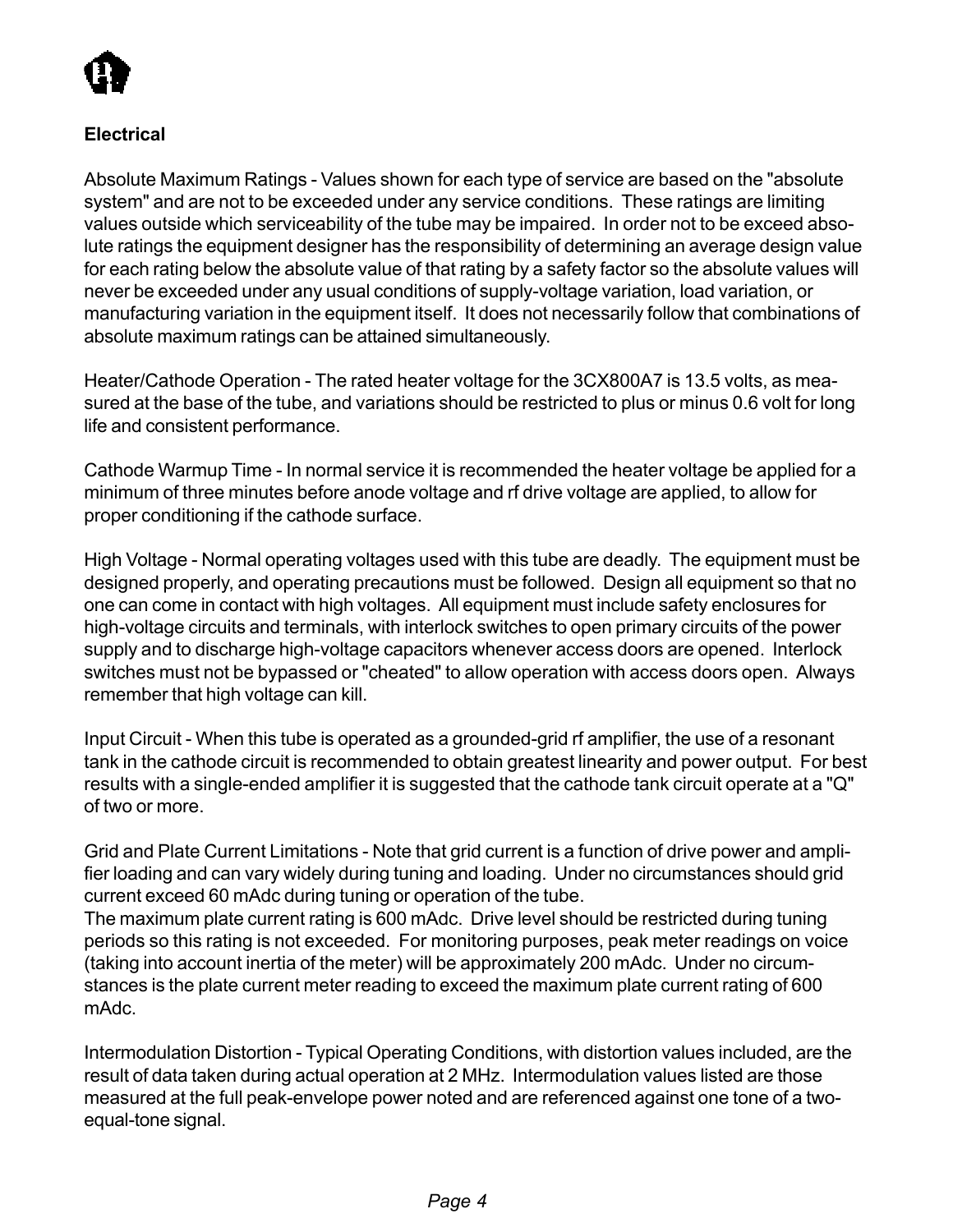**Electrical**

Absolute Maximum Ratings - Values shown for each type of service are based on the "absolute system" and are not to be exceeded under any service conditions. These ratings are limiting values outside which serviceability of the tube may be impaired. In order not to be exceed absolute ratings the equipment designer has the responsibility of determining an average design value for each rating below the absolute value of that rating by a safety factor so the absolute values will never be exceeded under any usual conditions of supply-voltage variation, load variation, or manufacturing variation in the equipment itself. It does not necessarily follow that combinations of absolute maximum ratings can be attained simultaneously.

Heater/Cathode Operation - The rated heater voltage for the 3CX800A7 is 13.5 volts, as measured at the base of the tube, and variations should be restricted to plus or minus 0.6 volt for long life and consistent performance.

Cathode Warmup Time - In normal service it is recommended the heater voltage be applied for a minimum of three minutes before anode voltage and rf drive voltage are applied, to allow for proper conditioning if the cathode surface.

High Voltage - Normal operating voltages used with this tube are deadly. The equipment must be designed properly, and operating precautions must be followed. Design all equipment so that no one can come in contact with high voltages. All equipment must include safety enclosures for high-voltage circuits and terminals, with interlock switches to open primary circuits of the power supply and to discharge high-voltage capacitors whenever access doors are opened. Interlock switches must not be bypassed or "cheated" to allow operation with access doors open. Always remember that high voltage can kill.

Input Circuit - When this tube is operated as a grounded-grid rf amplifier, the use of a resonant tank in the cathode circuit is recommended to obtain greatest linearity and power output. For best results with a single-ended amplifier it is suggested that the cathode tank circuit operate at a "Q" of two or more.

Grid and Plate Current Limitations - Note that grid current is a function of drive power and amplifier loading and can vary widely during tuning and loading. Under no circumstances should grid current exceed 60 mAdc during tuning or operation of the tube.
The maximum plate current rating is 600 mAdc. Drive level should be restricted during tuning periods so this rating is not exceeded. For monitoring purposes, peak meter readings on voice (taking into account inertia of the meter) will be approximately 200 mAdc. Under no circumstances is the plate current meter reading to exceed the maximum plate current rating of 600 mAdc.

Intermodulation Distortion - Typical Operating Conditions, with distortion values included, are the result of data taken during actual operation at 2 MHz. Intermodulation values listed are those measured at the full peak-envelope power noted and are referenced against one tone of a two-equal-tone signal.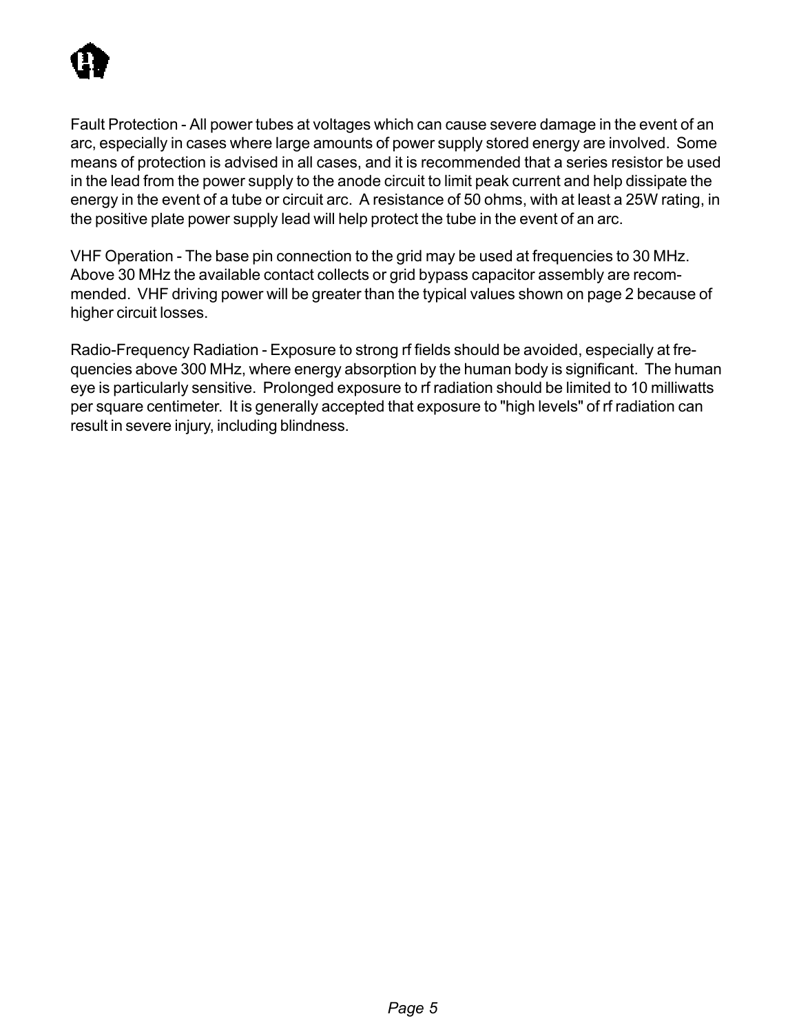Fault Protection - All power tubes at voltages which can cause severe damage in the event of an arc, especially in cases where large amounts of power supply stored energy are involved. Some means of protection is advised in all cases, and it is recommended that a series resistor be used in the lead from the power supply to the anode circuit to limit peak current and help dissipate the energy in the event of a tube or circuit arc. A resistance of 50 ohms, with at least a 25W rating, in the positive plate power supply lead will help protect the tube in the event of an arc.

VHF Operation - The base pin connection to the grid may be used at frequencies to 30 MHz. Above 30 MHz the available contact collects or grid bypass capacitor assembly are recommended. VHF driving power will be greater than the typical values shown on page 2 because of higher circuit losses.

Radio-Frequency Radiation - Exposure to strong rf fields should be avoided, especially at frequencies above 300 MHz, where energy absorption by the human body is significant. The human eye is particularly sensitive. Prolonged exposure to rf radiation should be limited to 10 milliwatts per square centimeter. It is generally accepted that exposure to "high levels" of rf radiation can result in severe injury, including blindness.